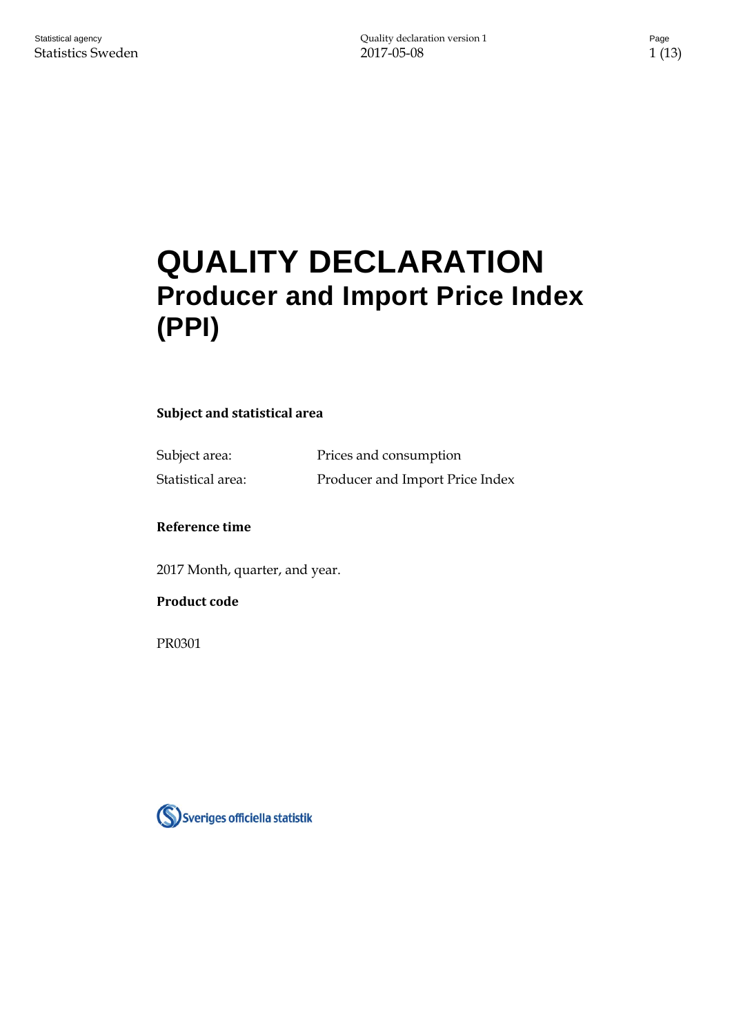# QUALITY DECLARATION
## Producer and Import Price Index (PPI)

**Subject and statistical area**

| | |
|---|---|
| Subject area: | Prices and consumption |
| Statistical area: | Producer and Import Price Index |

**Reference time**

2017 Month, quarter, and year.

**Product code**

PR0301

Sveriges officiella statistik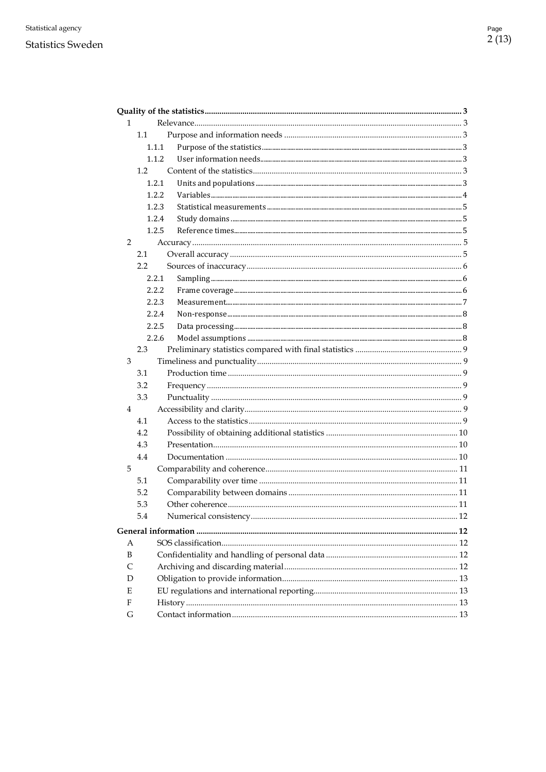**Quality of the statistics** .......... **3**

- 1 Relevance .......... 3
  - 1.1 Purpose and information needs .......... 3
    - 1.1.1 Purpose of the statistics .......... 3
    - 1.1.2 User information needs .......... 3
  - 1.2 Content of the statistics .......... 3
    - 1.2.1 Units and populations .......... 3
    - 1.2.2 Variables .......... 4
    - 1.2.3 Statistical measurements .......... 5
    - 1.2.4 Study domains .......... 5
    - 1.2.5 Reference times .......... 5
- 2 Accuracy .......... 5
  - 2.1 Overall accuracy .......... 5
  - 2.2 Sources of inaccuracy .......... 6
    - 2.2.1 Sampling .......... 6
    - 2.2.2 Frame coverage .......... 6
    - 2.2.3 Measurement .......... 7
    - 2.2.4 Non-response .......... 8
    - 2.2.5 Data processing .......... 8
    - 2.2.6 Model assumptions .......... 8
  - 2.3 Preliminary statistics compared with final statistics .......... 9
- 3 Timeliness and punctuality .......... 9
  - 3.1 Production time .......... 9
  - 3.2 Frequency .......... 9
  - 3.3 Punctuality .......... 9
- 4 Accessibility and clarity .......... 9
  - 4.1 Access to the statistics .......... 9
  - 4.2 Possibility of obtaining additional statistics .......... 10
  - 4.3 Presentation .......... 10
  - 4.4 Documentation .......... 10
- 5 Comparability and coherence .......... 11
  - 5.1 Comparability over time .......... 11
  - 5.2 Comparability between domains .......... 11
  - 5.3 Other coherence .......... 11
  - 5.4 Numerical consistency .......... 12

**General information** .......... **12**

- A SOS classification .......... 12
- B Confidentiality and handling of personal data .......... 12
- C Archiving and discarding material .......... 12
- D Obligation to provide information .......... 13
- E EU regulations and international reporting .......... 13
- F History .......... 13
- G Contact information .......... 13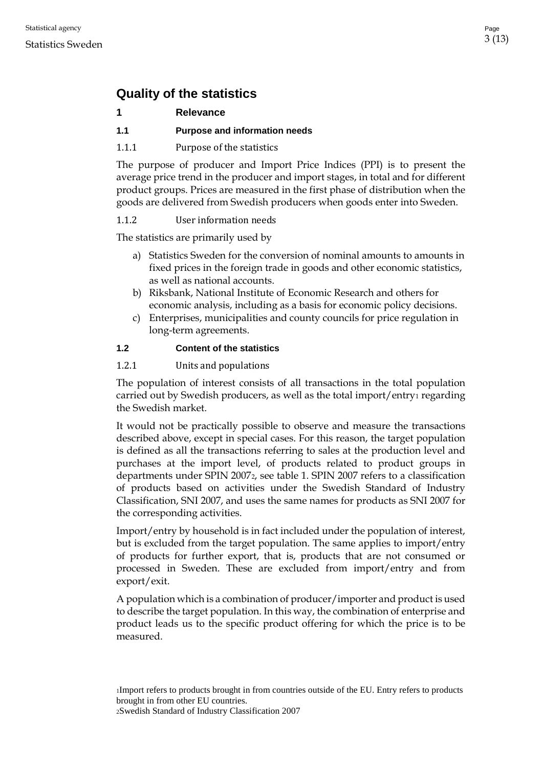# Quality of the statistics

## 1 Relevance

### 1.1 Purpose and information needs

#### 1.1.1 Purpose of the statistics

The purpose of producer and Import Price Indices (PPI) is to present the average price trend in the producer and import stages, in total and for different product groups. Prices are measured in the first phase of distribution when the goods are delivered from Swedish producers when goods enter into Sweden.

#### 1.1.2 User information needs

The statistics are primarily used by

a) Statistics Sweden for the conversion of nominal amounts to amounts in fixed prices in the foreign trade in goods and other economic statistics, as well as national accounts.
b) Riksbank, National Institute of Economic Research and others for economic analysis, including as a basis for economic policy decisions.
c) Enterprises, municipalities and county councils for price regulation in long-term agreements.

### 1.2 Content of the statistics

#### 1.2.1 Units and populations

The population of interest consists of all transactions in the total population carried out by Swedish producers, as well as the total import/entry[1] regarding the Swedish market.

It would not be practically possible to observe and measure the transactions described above, except in special cases. For this reason, the target population is defined as all the transactions referring to sales at the production level and purchases at the import level, of products related to product groups in departments under SPIN 2007[2], see table 1. SPIN 2007 refers to a classification of products based on activities under the Swedish Standard of Industry Classification, SNI 2007, and uses the same names for products as SNI 2007 for the corresponding activities.

Import/entry by household is in fact included under the population of interest, but is excluded from the target population. The same applies to import/entry of products for further export, that is, products that are not consumed or processed in Sweden. These are excluded from import/entry and from export/exit.

A population which is a combination of producer/importer and product is used to describe the target population. In this way, the combination of enterprise and product leads us to the specific product offering for which the price is to be measured.

[1] Import refers to products brought in from countries outside of the EU. Entry refers to products brought in from other EU countries.
[2] Swedish Standard of Industry Classification 2007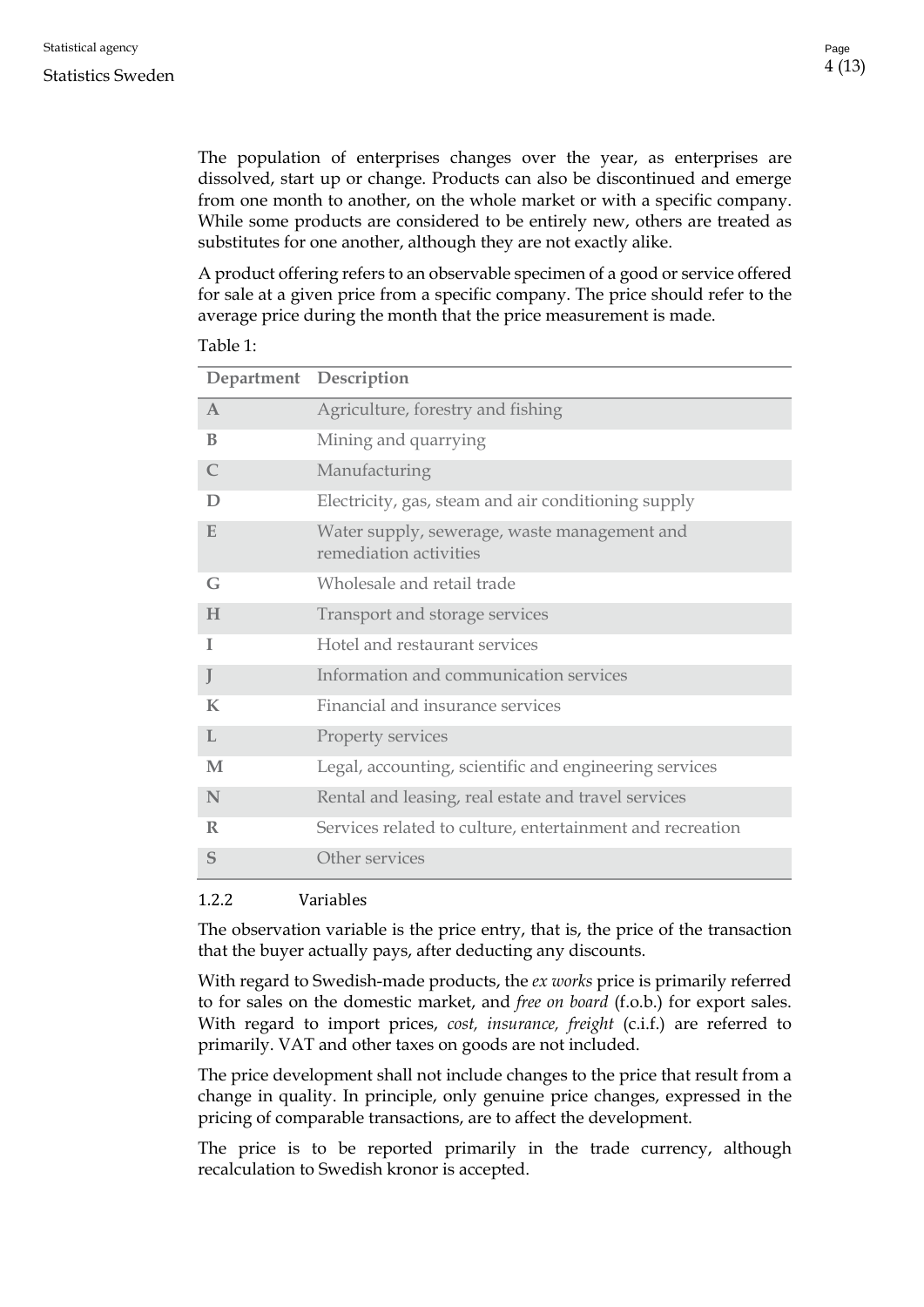The population of enterprises changes over the year, as enterprises are dissolved, start up or change. Products can also be discontinued and emerge from one month to another, on the whole market or with a specific company. While some products are considered to be entirely new, others are treated as substitutes for one another, although they are not exactly alike.

A product offering refers to an observable specimen of a good or service offered for sale at a given price from a specific company. The price should refer to the average price during the month that the price measurement is made.

Table 1:

| Department | Description |
|---|---|
| A | Agriculture, forestry and fishing |
| B | Mining and quarrying |
| C | Manufacturing |
| D | Electricity, gas, steam and air conditioning supply |
| E | Water supply, sewerage, waste management and remediation activities |
| G | Wholesale and retail trade |
| H | Transport and storage services |
| I | Hotel and restaurant services |
| J | Information and communication services |
| K | Financial and insurance services |
| L | Property services |
| M | Legal, accounting, scientific and engineering services |
| N | Rental and leasing, real estate and travel services |
| R | Services related to culture, entertainment and recreation |
| S | Other services |

### 1.2.2 Variables

The observation variable is the price entry, that is, the price of the transaction that the buyer actually pays, after deducting any discounts.

With regard to Swedish-made products, the *ex works* price is primarily referred to for sales on the domestic market, and *free on board* (f.o.b.) for export sales. With regard to import prices, *cost, insurance, freight* (c.i.f.) are referred to primarily. VAT and other taxes on goods are not included.

The price development shall not include changes to the price that result from a change in quality. In principle, only genuine price changes, expressed in the pricing of comparable transactions, are to affect the development.

The price is to be reported primarily in the trade currency, although recalculation to Swedish kronor is accepted.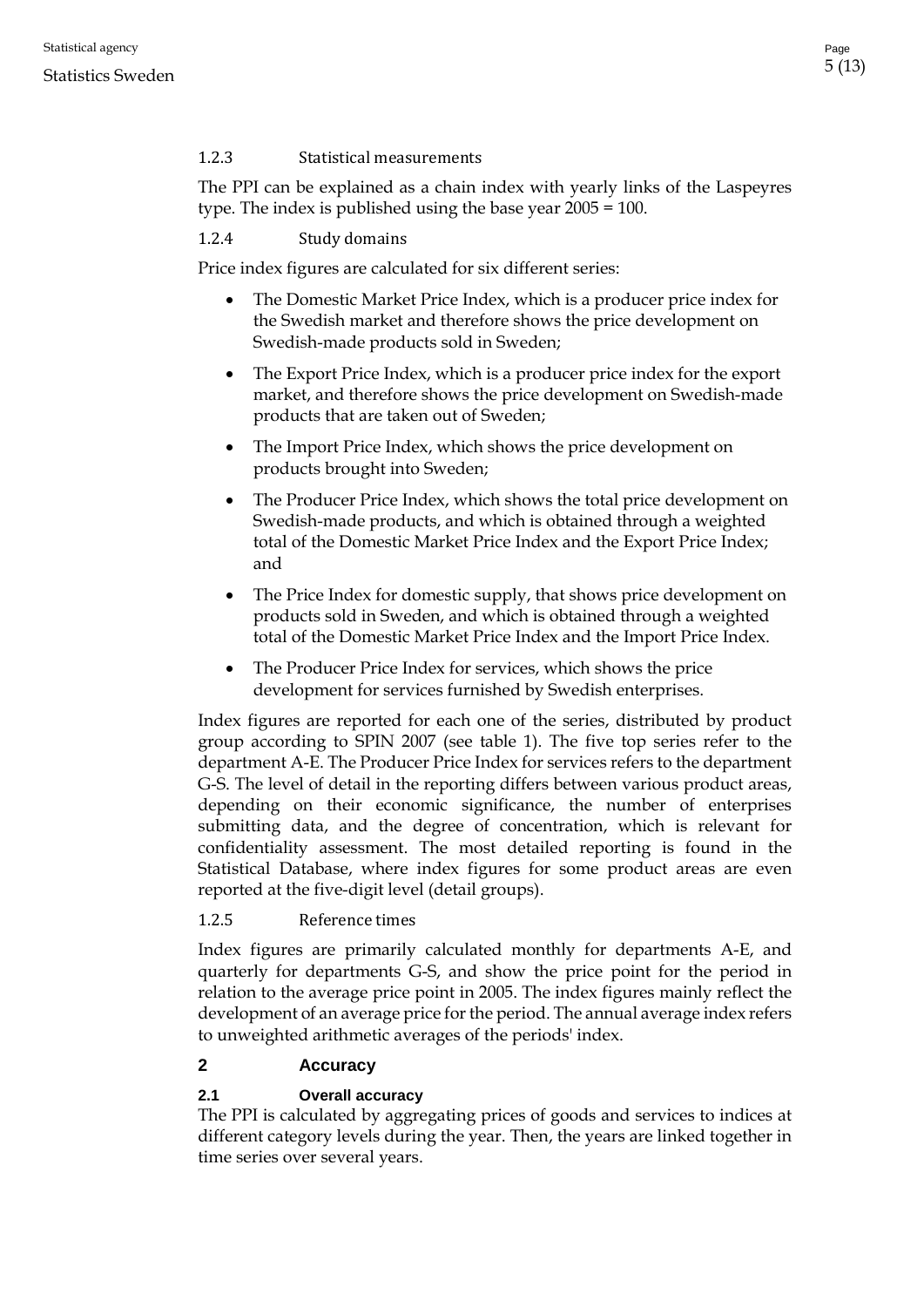#### 1.2.3 Statistical measurements

The PPI can be explained as a chain index with yearly links of the Laspeyres type. The index is published using the base year 2005 = 100.

#### 1.2.4 Study domains

Price index figures are calculated for six different series:

- The Domestic Market Price Index, which is a producer price index for the Swedish market and therefore shows the price development on Swedish-made products sold in Sweden;
- The Export Price Index, which is a producer price index for the export market, and therefore shows the price development on Swedish-made products that are taken out of Sweden;
- The Import Price Index, which shows the price development on products brought into Sweden;
- The Producer Price Index, which shows the total price development on Swedish-made products, and which is obtained through a weighted total of the Domestic Market Price Index and the Export Price Index; and
- The Price Index for domestic supply, that shows price development on products sold in Sweden, and which is obtained through a weighted total of the Domestic Market Price Index and the Import Price Index.
- The Producer Price Index for services, which shows the price development for services furnished by Swedish enterprises.

Index figures are reported for each one of the series, distributed by product group according to SPIN 2007 (see table 1). The five top series refer to the department A-E. The Producer Price Index for services refers to the department G-S. The level of detail in the reporting differs between various product areas, depending on their economic significance, the number of enterprises submitting data, and the degree of concentration, which is relevant for confidentiality assessment. The most detailed reporting is found in the Statistical Database, where index figures for some product areas are even reported at the five-digit level (detail groups).

#### 1.2.5 Reference times

Index figures are primarily calculated monthly for departments A-E, and quarterly for departments G-S, and show the price point for the period in relation to the average price point in 2005. The index figures mainly reflect the development of an average price for the period. The annual average index refers to unweighted arithmetic averages of the periods' index.

## 2 Accuracy

### 2.1 Overall accuracy

The PPI is calculated by aggregating prices of goods and services to indices at different category levels during the year. Then, the years are linked together in time series over several years.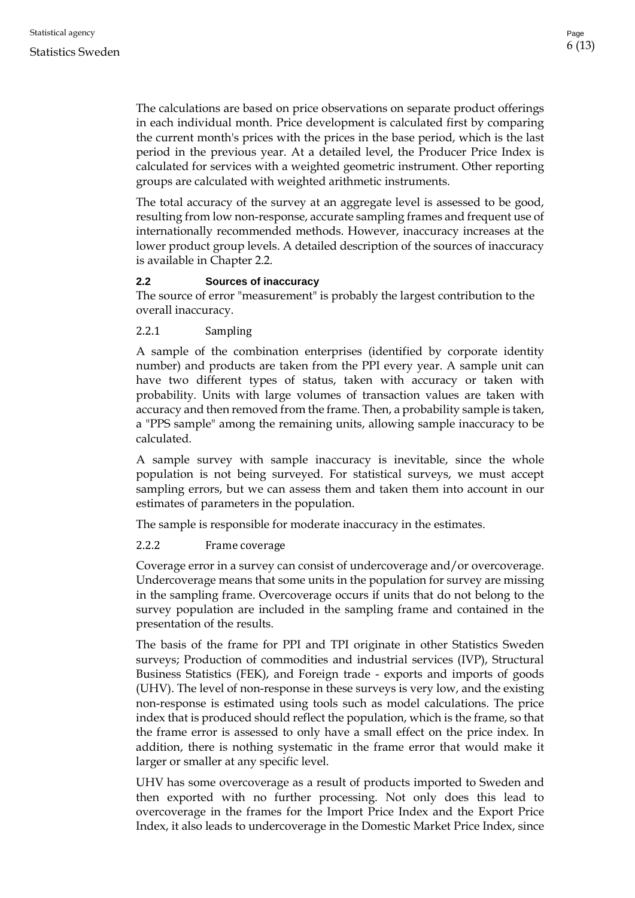The calculations are based on price observations on separate product offerings in each individual month. Price development is calculated first by comparing the current month's prices with the prices in the base period, which is the last period in the previous year. At a detailed level, the Producer Price Index is calculated for services with a weighted geometric instrument. Other reporting groups are calculated with weighted arithmetic instruments.

The total accuracy of the survey at an aggregate level is assessed to be good, resulting from low non-response, accurate sampling frames and frequent use of internationally recommended methods. However, inaccuracy increases at the lower product group levels. A detailed description of the sources of inaccuracy is available in Chapter 2.2.

## 2.2 Sources of inaccuracy

The source of error "measurement" is probably the largest contribution to the overall inaccuracy.

### 2.2.1 Sampling

A sample of the combination enterprises (identified by corporate identity number) and products are taken from the PPI every year. A sample unit can have two different types of status, taken with accuracy or taken with probability. Units with large volumes of transaction values are taken with accuracy and then removed from the frame. Then, a probability sample is taken, a "PPS sample" among the remaining units, allowing sample inaccuracy to be calculated.

A sample survey with sample inaccuracy is inevitable, since the whole population is not being surveyed. For statistical surveys, we must accept sampling errors, but we can assess them and taken them into account in our estimates of parameters in the population.

The sample is responsible for moderate inaccuracy in the estimates.

### 2.2.2 Frame coverage

Coverage error in a survey can consist of undercoverage and/or overcoverage. Undercoverage means that some units in the population for survey are missing in the sampling frame. Overcoverage occurs if units that do not belong to the survey population are included in the sampling frame and contained in the presentation of the results.

The basis of the frame for PPI and TPI originate in other Statistics Sweden surveys; Production of commodities and industrial services (IVP), Structural Business Statistics (FEK), and Foreign trade - exports and imports of goods (UHV). The level of non-response in these surveys is very low, and the existing non-response is estimated using tools such as model calculations. The price index that is produced should reflect the population, which is the frame, so that the frame error is assessed to only have a small effect on the price index. In addition, there is nothing systematic in the frame error that would make it larger or smaller at any specific level.

UHV has some overcoverage as a result of products imported to Sweden and then exported with no further processing. Not only does this lead to overcoverage in the frames for the Import Price Index and the Export Price Index, it also leads to undercoverage in the Domestic Market Price Index, since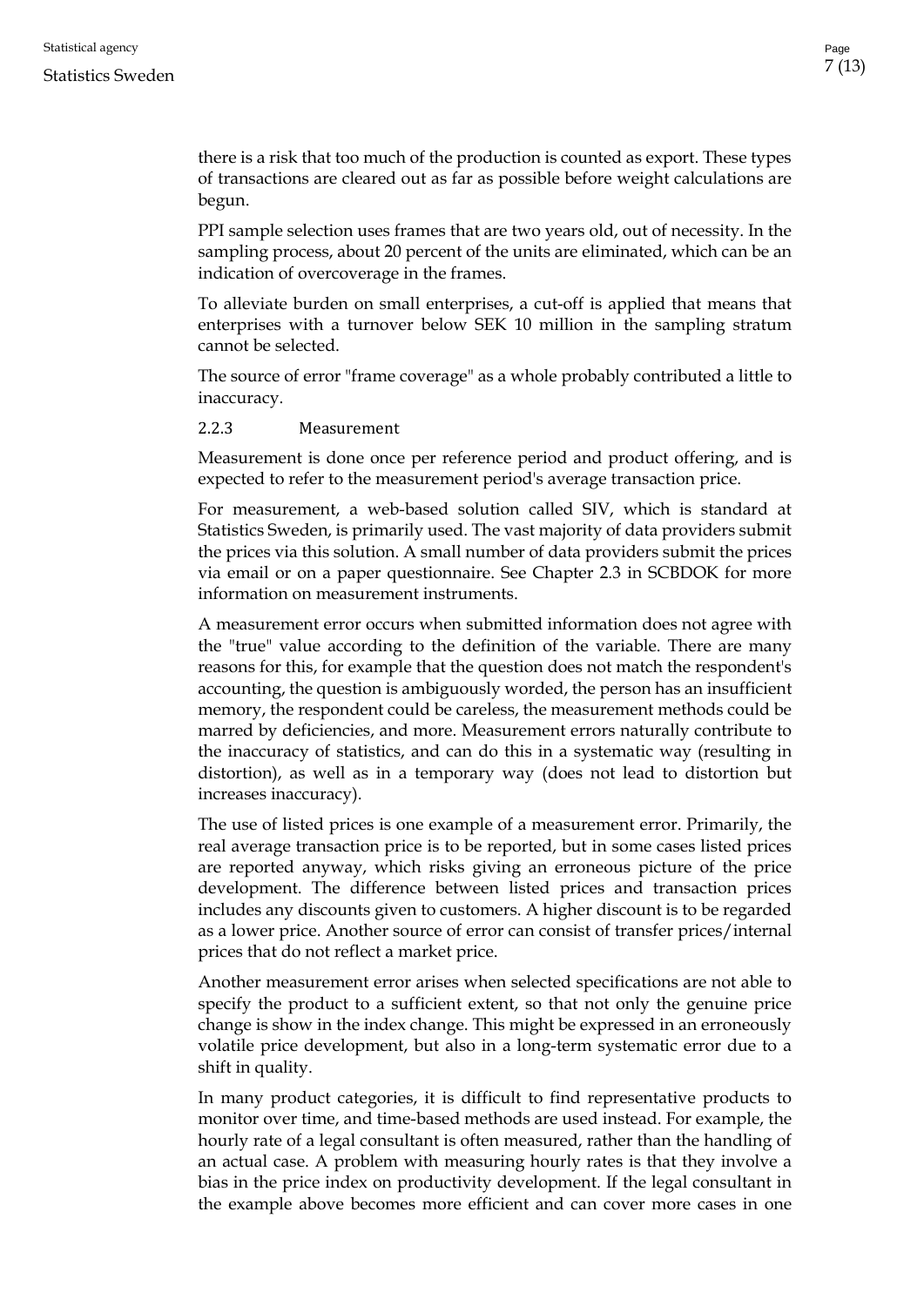there is a risk that too much of the production is counted as export. These types of transactions are cleared out as far as possible before weight calculations are begun.

PPI sample selection uses frames that are two years old, out of necessity. In the sampling process, about 20 percent of the units are eliminated, which can be an indication of overcoverage in the frames.

To alleviate burden on small enterprises, a cut-off is applied that means that enterprises with a turnover below SEK 10 million in the sampling stratum cannot be selected.

The source of error "frame coverage" as a whole probably contributed a little to inaccuracy.

### 2.2.3 Measurement

Measurement is done once per reference period and product offering, and is expected to refer to the measurement period's average transaction price.

For measurement, a web-based solution called SIV, which is standard at Statistics Sweden, is primarily used. The vast majority of data providers submit the prices via this solution. A small number of data providers submit the prices via email or on a paper questionnaire. See Chapter 2.3 in SCBDOK for more information on measurement instruments.

A measurement error occurs when submitted information does not agree with the "true" value according to the definition of the variable. There are many reasons for this, for example that the question does not match the respondent's accounting, the question is ambiguously worded, the person has an insufficient memory, the respondent could be careless, the measurement methods could be marred by deficiencies, and more. Measurement errors naturally contribute to the inaccuracy of statistics, and can do this in a systematic way (resulting in distortion), as well as in a temporary way (does not lead to distortion but increases inaccuracy).

The use of listed prices is one example of a measurement error. Primarily, the real average transaction price is to be reported, but in some cases listed prices are reported anyway, which risks giving an erroneous picture of the price development. The difference between listed prices and transaction prices includes any discounts given to customers. A higher discount is to be regarded as a lower price. Another source of error can consist of transfer prices/internal prices that do not reflect a market price.

Another measurement error arises when selected specifications are not able to specify the product to a sufficient extent, so that not only the genuine price change is show in the index change. This might be expressed in an erroneously volatile price development, but also in a long-term systematic error due to a shift in quality.

In many product categories, it is difficult to find representative products to monitor over time, and time-based methods are used instead. For example, the hourly rate of a legal consultant is often measured, rather than the handling of an actual case. A problem with measuring hourly rates is that they involve a bias in the price index on productivity development. If the legal consultant in the example above becomes more efficient and can cover more cases in one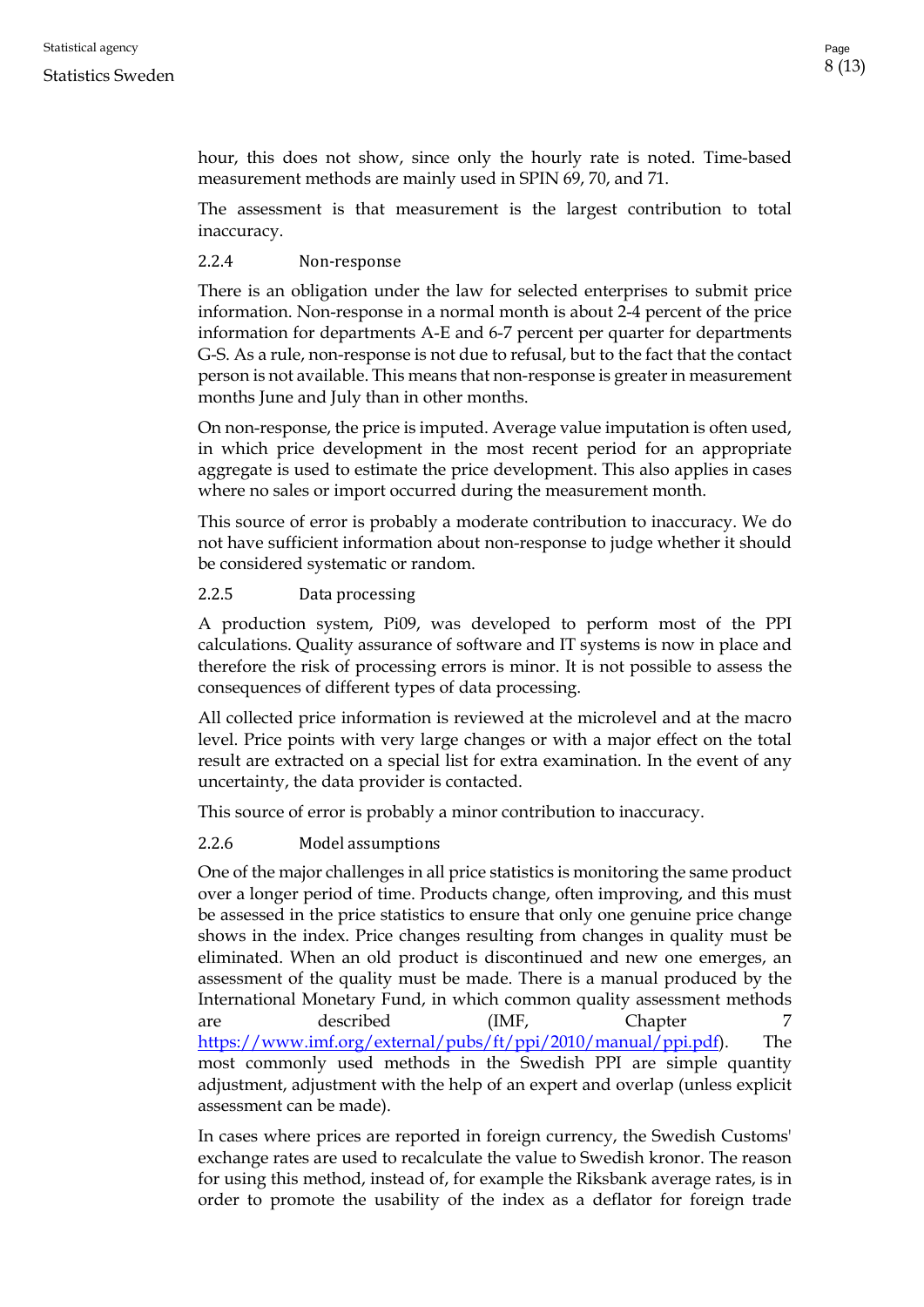hour, this does not show, since only the hourly rate is noted. Time-based measurement methods are mainly used in SPIN 69, 70, and 71.

The assessment is that measurement is the largest contribution to total inaccuracy.

#### 2.2.4 Non-response

There is an obligation under the law for selected enterprises to submit price information. Non-response in a normal month is about 2-4 percent of the price information for departments A-E and 6-7 percent per quarter for departments G-S. As a rule, non-response is not due to refusal, but to the fact that the contact person is not available. This means that non-response is greater in measurement months June and July than in other months.

On non-response, the price is imputed. Average value imputation is often used, in which price development in the most recent period for an appropriate aggregate is used to estimate the price development. This also applies in cases where no sales or import occurred during the measurement month.

This source of error is probably a moderate contribution to inaccuracy. We do not have sufficient information about non-response to judge whether it should be considered systematic or random.

#### 2.2.5 Data processing

A production system, Pi09, was developed to perform most of the PPI calculations. Quality assurance of software and IT systems is now in place and therefore the risk of processing errors is minor. It is not possible to assess the consequences of different types of data processing.

All collected price information is reviewed at the microlevel and at the macro level. Price points with very large changes or with a major effect on the total result are extracted on a special list for extra examination. In the event of any uncertainty, the data provider is contacted.

This source of error is probably a minor contribution to inaccuracy.

#### 2.2.6 Model assumptions

One of the major challenges in all price statistics is monitoring the same product over a longer period of time. Products change, often improving, and this must be assessed in the price statistics to ensure that only one genuine price change shows in the index. Price changes resulting from changes in quality must be eliminated. When an old product is discontinued and new one emerges, an assessment of the quality must be made. There is a manual produced by the International Monetary Fund, in which common quality assessment methods are described (IMF, Chapter 7 https://www.imf.org/external/pubs/ft/ppi/2010/manual/ppi.pdf). The most commonly used methods in the Swedish PPI are simple quantity adjustment, adjustment with the help of an expert and overlap (unless explicit assessment can be made).

In cases where prices are reported in foreign currency, the Swedish Customs' exchange rates are used to recalculate the value to Swedish kronor. The reason for using this method, instead of, for example the Riksbank average rates, is in order to promote the usability of the index as a deflator for foreign trade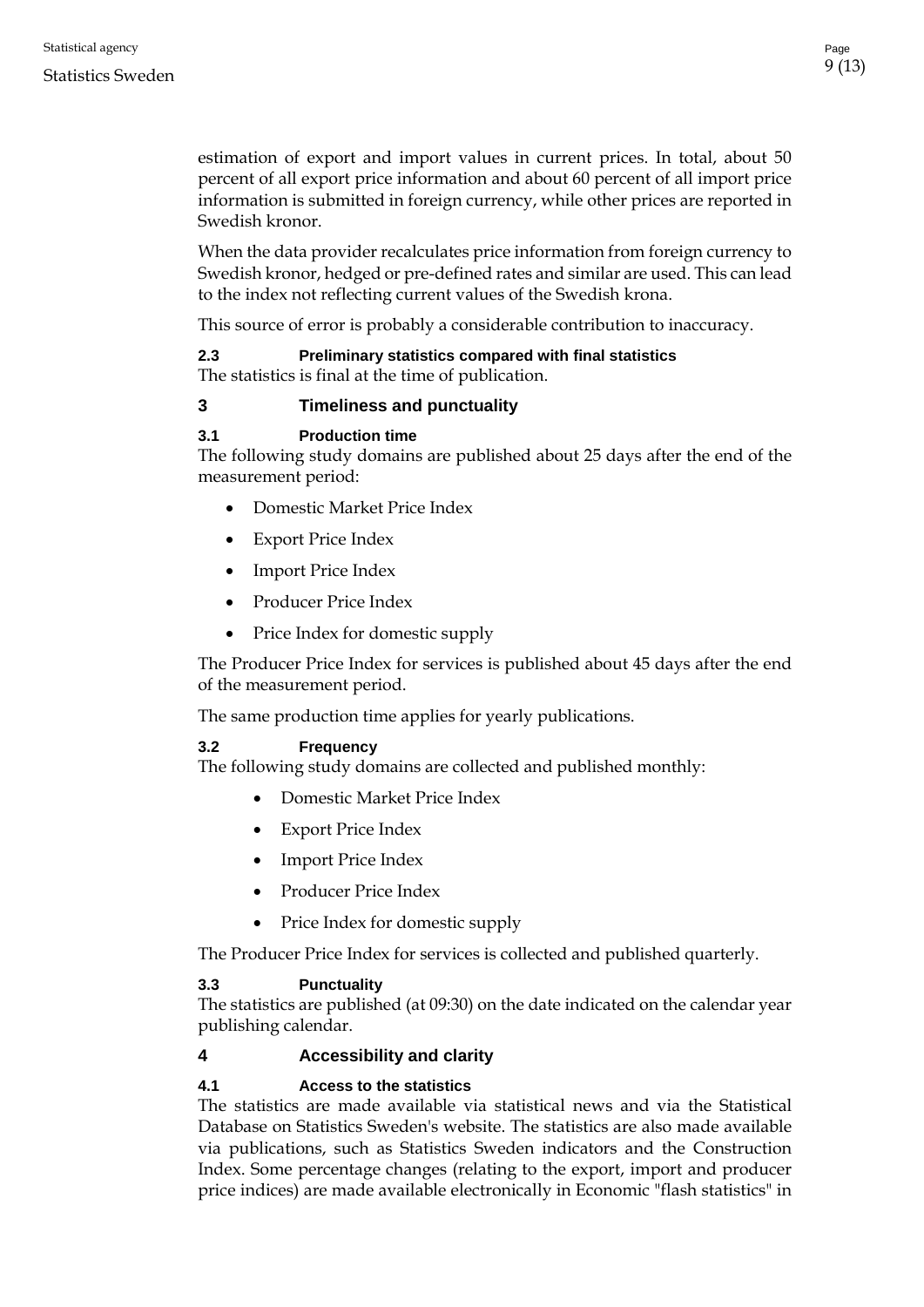estimation of export and import values in current prices. In total, about 50 percent of all export price information and about 60 percent of all import price information is submitted in foreign currency, while other prices are reported in Swedish kronor.

When the data provider recalculates price information from foreign currency to Swedish kronor, hedged or pre-defined rates and similar are used. This can lead to the index not reflecting current values of the Swedish krona.

This source of error is probably a considerable contribution to inaccuracy.

### 2.3 Preliminary statistics compared with final statistics

The statistics is final at the time of publication.

## 3 Timeliness and punctuality

### 3.1 Production time

The following study domains are published about 25 days after the end of the measurement period:

- Domestic Market Price Index
- Export Price Index
- Import Price Index
- Producer Price Index
- Price Index for domestic supply

The Producer Price Index for services is published about 45 days after the end of the measurement period.

The same production time applies for yearly publications.

### 3.2 Frequency

The following study domains are collected and published monthly:

- Domestic Market Price Index
- Export Price Index
- Import Price Index
- Producer Price Index
- Price Index for domestic supply

The Producer Price Index for services is collected and published quarterly.

### 3.3 Punctuality

The statistics are published (at 09:30) on the date indicated on the calendar year publishing calendar.

## 4 Accessibility and clarity

### 4.1 Access to the statistics

The statistics are made available via statistical news and via the Statistical Database on Statistics Sweden's website. The statistics are also made available via publications, such as Statistics Sweden indicators and the Construction Index. Some percentage changes (relating to the export, import and producer price indices) are made available electronically in Economic "flash statistics" in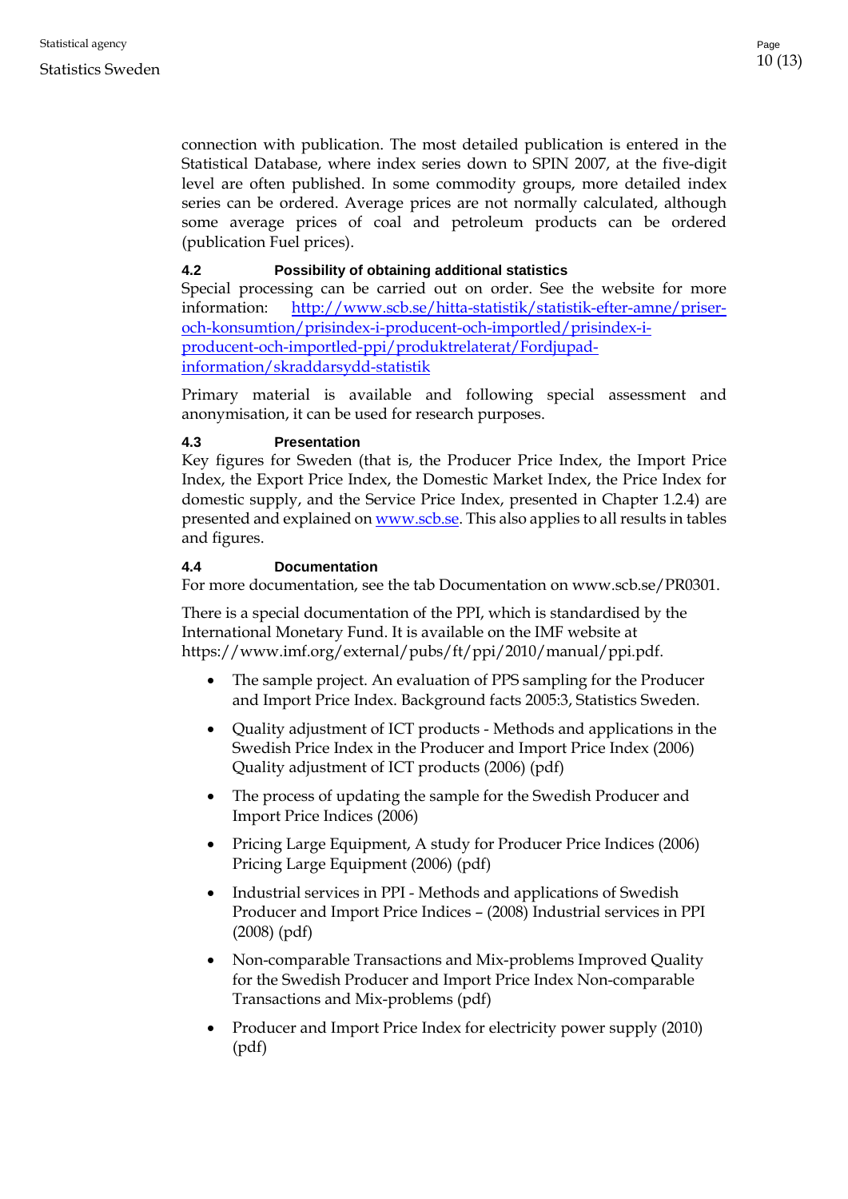connection with publication. The most detailed publication is entered in the Statistical Database, where index series down to SPIN 2007, at the five-digit level are often published. In some commodity groups, more detailed index series can be ordered. Average prices are not normally calculated, although some average prices of coal and petroleum products can be ordered (publication Fuel prices).

### 4.2 Possibility of obtaining additional statistics

Special processing can be carried out on order. See the website for more information: [http://www.scb.se/hitta-statistik/statistik-efter-amne/priser-och-konsumtion/prisindex-i-producent-och-importled/prisindex-i-producent-och-importled-ppi/produktrelaterat/Fordjupad-information/skraddarsydd-statistik](http://www.scb.se/hitta-statistik/statistik-efter-amne/priser-och-konsumtion/prisindex-i-producent-och-importled/prisindex-i-producent-och-importled-ppi/produktrelaterat/Fordjupad-information/skraddarsydd-statistik)

Primary material is available and following special assessment and anonymisation, it can be used for research purposes.

### 4.3 Presentation

Key figures for Sweden (that is, the Producer Price Index, the Import Price Index, the Export Price Index, the Domestic Market Index, the Price Index for domestic supply, and the Service Price Index, presented in Chapter 1.2.4) are presented and explained on [www.scb.se](http://www.scb.se). This also applies to all results in tables and figures.

### 4.4 Documentation

For more documentation, see the tab Documentation on www.scb.se/PR0301.

There is a special documentation of the PPI, which is standardised by the International Monetary Fund. It is available on the IMF website at https://www.imf.org/external/pubs/ft/ppi/2010/manual/ppi.pdf.

- The sample project. An evaluation of PPS sampling for the Producer and Import Price Index. Background facts 2005:3, Statistics Sweden.
- Quality adjustment of ICT products - Methods and applications in the Swedish Price Index in the Producer and Import Price Index (2006) Quality adjustment of ICT products (2006) (pdf)
- The process of updating the sample for the Swedish Producer and Import Price Indices (2006)
- Pricing Large Equipment, A study for Producer Price Indices (2006) Pricing Large Equipment (2006) (pdf)
- Industrial services in PPI - Methods and applications of Swedish Producer and Import Price Indices – (2008) Industrial services in PPI (2008) (pdf)
- Non-comparable Transactions and Mix-problems Improved Quality for the Swedish Producer and Import Price Index Non-comparable Transactions and Mix-problems (pdf)
- Producer and Import Price Index for electricity power supply (2010) (pdf)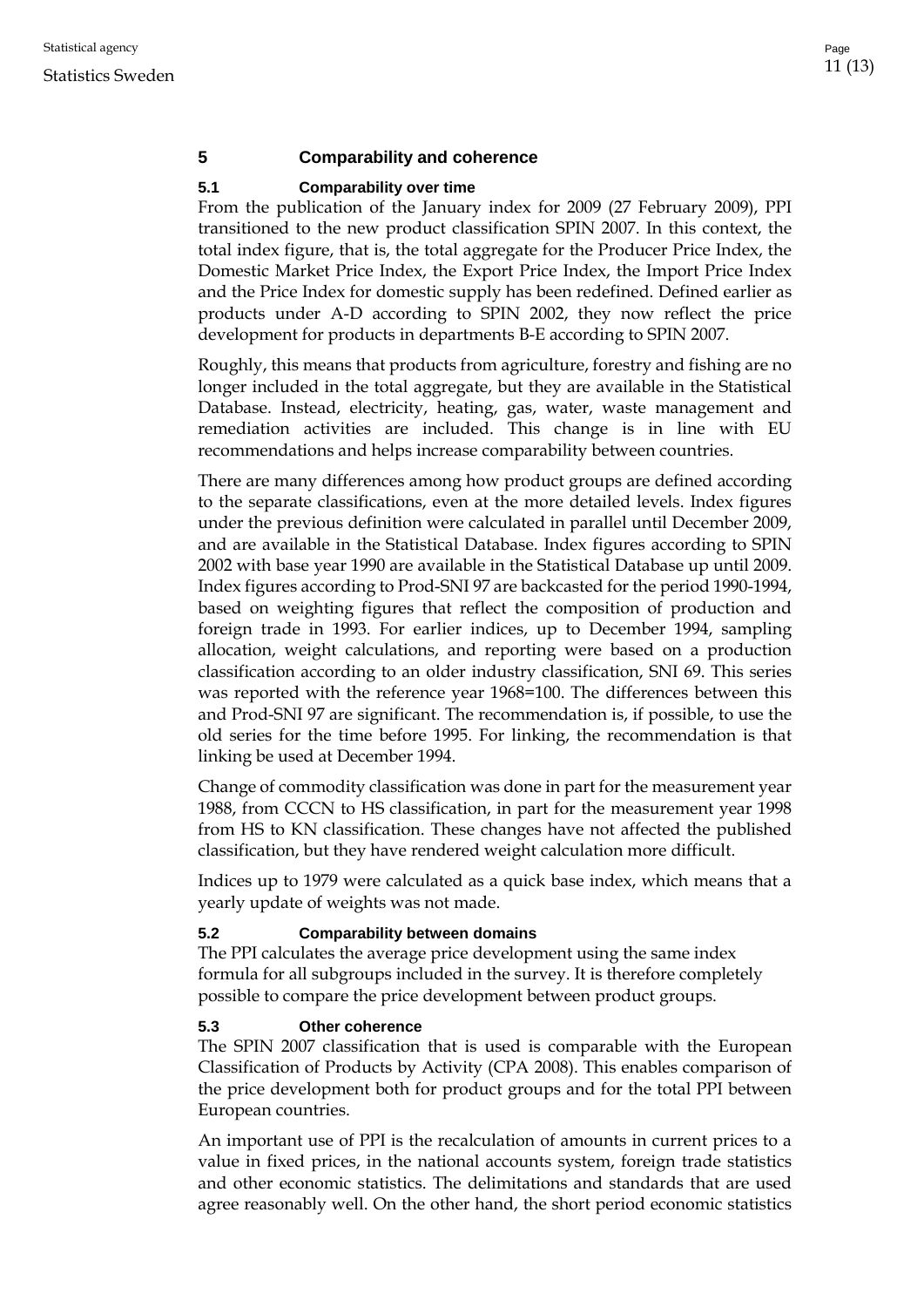## 5 Comparability and coherence

### 5.1 Comparability over time

From the publication of the January index for 2009 (27 February 2009), PPI transitioned to the new product classification SPIN 2007. In this context, the total index figure, that is, the total aggregate for the Producer Price Index, the Domestic Market Price Index, the Export Price Index, the Import Price Index and the Price Index for domestic supply has been redefined. Defined earlier as products under A-D according to SPIN 2002, they now reflect the price development for products in departments B-E according to SPIN 2007.

Roughly, this means that products from agriculture, forestry and fishing are no longer included in the total aggregate, but they are available in the Statistical Database. Instead, electricity, heating, gas, water, waste management and remediation activities are included. This change is in line with EU recommendations and helps increase comparability between countries.

There are many differences among how product groups are defined according to the separate classifications, even at the more detailed levels. Index figures under the previous definition were calculated in parallel until December 2009, and are available in the Statistical Database. Index figures according to SPIN 2002 with base year 1990 are available in the Statistical Database up until 2009. Index figures according to Prod-SNI 97 are backcasted for the period 1990-1994, based on weighting figures that reflect the composition of production and foreign trade in 1993. For earlier indices, up to December 1994, sampling allocation, weight calculations, and reporting were based on a production classification according to an older industry classification, SNI 69. This series was reported with the reference year 1968=100. The differences between this and Prod-SNI 97 are significant. The recommendation is, if possible, to use the old series for the time before 1995. For linking, the recommendation is that linking be used at December 1994.

Change of commodity classification was done in part for the measurement year 1988, from CCCN to HS classification, in part for the measurement year 1998 from HS to KN classification. These changes have not affected the published classification, but they have rendered weight calculation more difficult.

Indices up to 1979 were calculated as a quick base index, which means that a yearly update of weights was not made.

### 5.2 Comparability between domains

The PPI calculates the average price development using the same index formula for all subgroups included in the survey. It is therefore completely possible to compare the price development between product groups.

### 5.3 Other coherence

The SPIN 2007 classification that is used is comparable with the European Classification of Products by Activity (CPA 2008). This enables comparison of the price development both for product groups and for the total PPI between European countries.

An important use of PPI is the recalculation of amounts in current prices to a value in fixed prices, in the national accounts system, foreign trade statistics and other economic statistics. The delimitations and standards that are used agree reasonably well. On the other hand, the short period economic statistics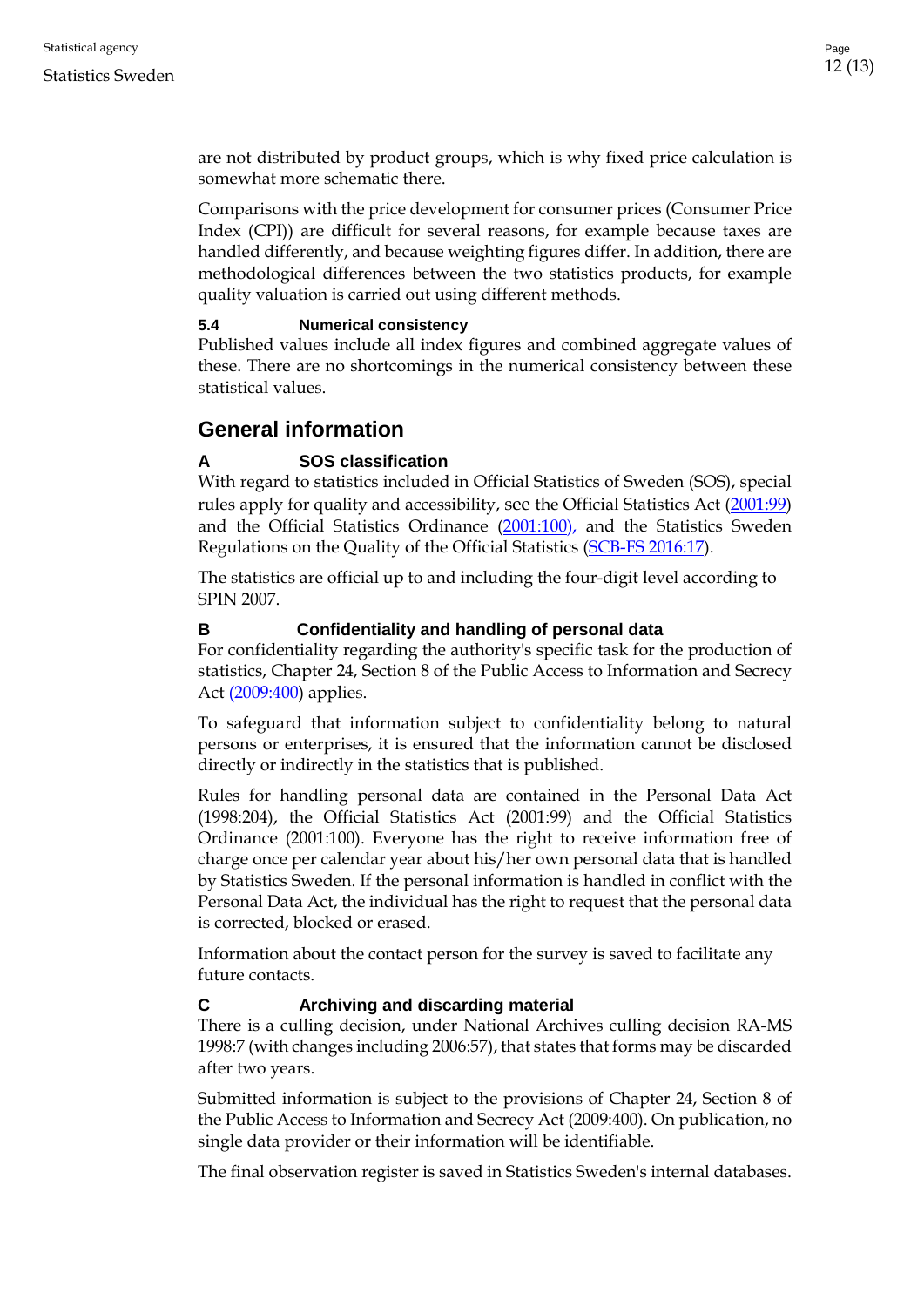are not distributed by product groups, which is why fixed price calculation is somewhat more schematic there.

Comparisons with the price development for consumer prices (Consumer Price Index (CPI)) are difficult for several reasons, for example because taxes are handled differently, and because weighting figures differ. In addition, there are methodological differences between the two statistics products, for example quality valuation is carried out using different methods.

### 5.4 Numerical consistency

Published values include all index figures and combined aggregate values of these. There are no shortcomings in the numerical consistency between these statistical values.

## General information

### A SOS classification

With regard to statistics included in Official Statistics of Sweden (SOS), special rules apply for quality and accessibility, see the Official Statistics Act (2001:99) and the Official Statistics Ordinance (2001:100), and the Statistics Sweden Regulations on the Quality of the Official Statistics (SCB-FS 2016:17).

The statistics are official up to and including the four-digit level according to SPIN 2007.

### B Confidentiality and handling of personal data

For confidentiality regarding the authority's specific task for the production of statistics, Chapter 24, Section 8 of the Public Access to Information and Secrecy Act (2009:400) applies.

To safeguard that information subject to confidentiality belong to natural persons or enterprises, it is ensured that the information cannot be disclosed directly or indirectly in the statistics that is published.

Rules for handling personal data are contained in the Personal Data Act (1998:204), the Official Statistics Act (2001:99) and the Official Statistics Ordinance (2001:100). Everyone has the right to receive information free of charge once per calendar year about his/her own personal data that is handled by Statistics Sweden. If the personal information is handled in conflict with the Personal Data Act, the individual has the right to request that the personal data is corrected, blocked or erased.

Information about the contact person for the survey is saved to facilitate any future contacts.

### C Archiving and discarding material

There is a culling decision, under National Archives culling decision RA-MS 1998:7 (with changes including 2006:57), that states that forms may be discarded after two years.

Submitted information is subject to the provisions of Chapter 24, Section 8 of the Public Access to Information and Secrecy Act (2009:400). On publication, no single data provider or their information will be identifiable.

The final observation register is saved in Statistics Sweden's internal databases.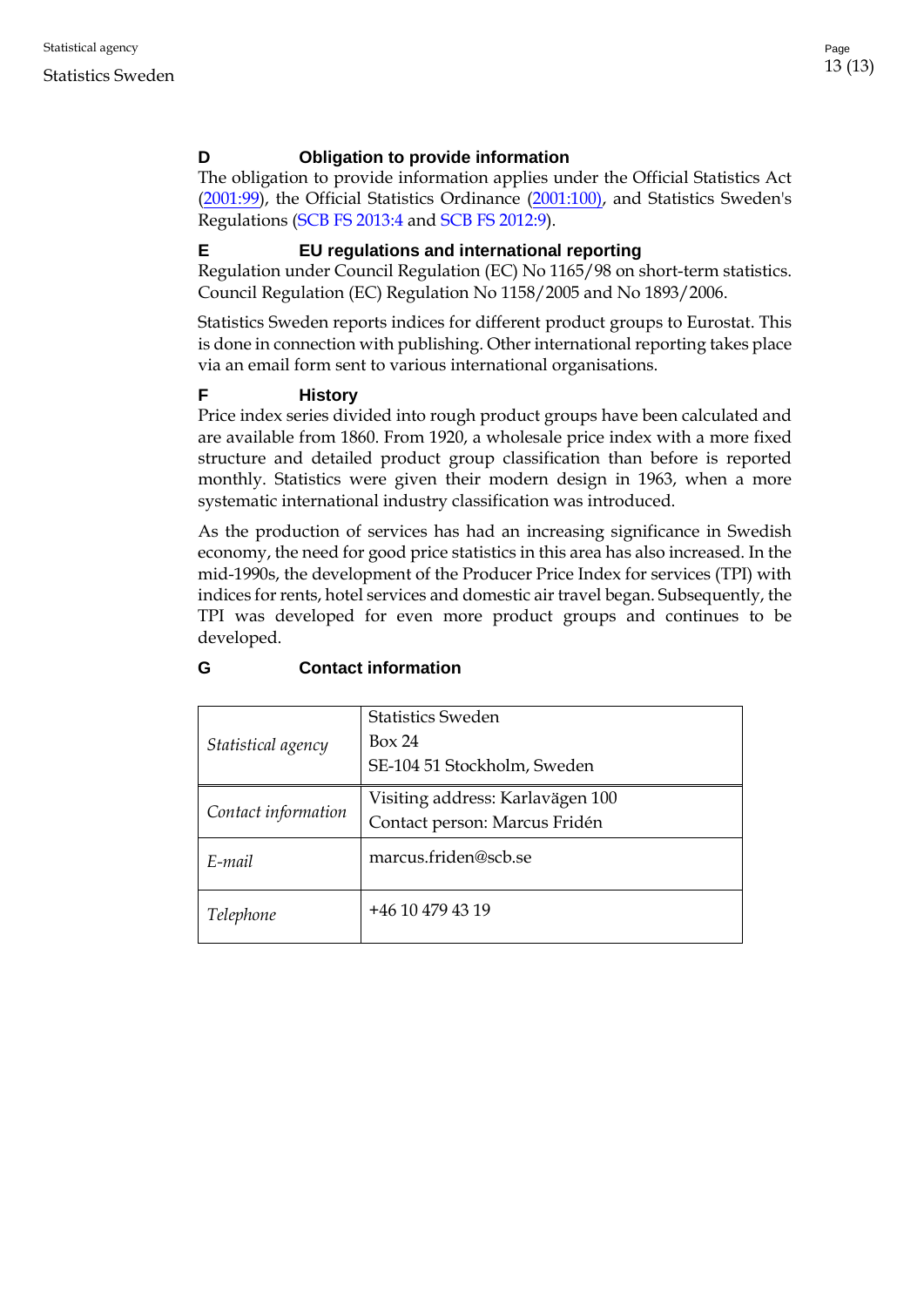## D Obligation to provide information

The obligation to provide information applies under the Official Statistics Act (2001:99), the Official Statistics Ordinance (2001:100), and Statistics Sweden's Regulations (SCB FS 2013:4 and SCB FS 2012:9).

## E EU regulations and international reporting

Regulation under Council Regulation (EC) No 1165/98 on short-term statistics. Council Regulation (EC) Regulation No 1158/2005 and No 1893/2006.

Statistics Sweden reports indices for different product groups to Eurostat. This is done in connection with publishing. Other international reporting takes place via an email form sent to various international organisations.

## F History

Price index series divided into rough product groups have been calculated and are available from 1860. From 1920, a wholesale price index with a more fixed structure and detailed product group classification than before is reported monthly. Statistics were given their modern design in 1963, when a more systematic international industry classification was introduced.

As the production of services has had an increasing significance in Swedish economy, the need for good price statistics in this area has also increased. In the mid-1990s, the development of the Producer Price Index for services (TPI) with indices for rents, hotel services and domestic air travel began. Subsequently, the TPI was developed for even more product groups and continues to be developed.

## G Contact information

| | |
|---|---|
| *Statistical agency* | Statistics Sweden<br>Box 24<br>SE-104 51 Stockholm, Sweden |
| *Contact information* | Visiting address: Karlavägen 100<br>Contact person: Marcus Fridén |
| *E-mail* | marcus.friden@scb.se |
| *Telephone* | +46 10 479 43 19 |